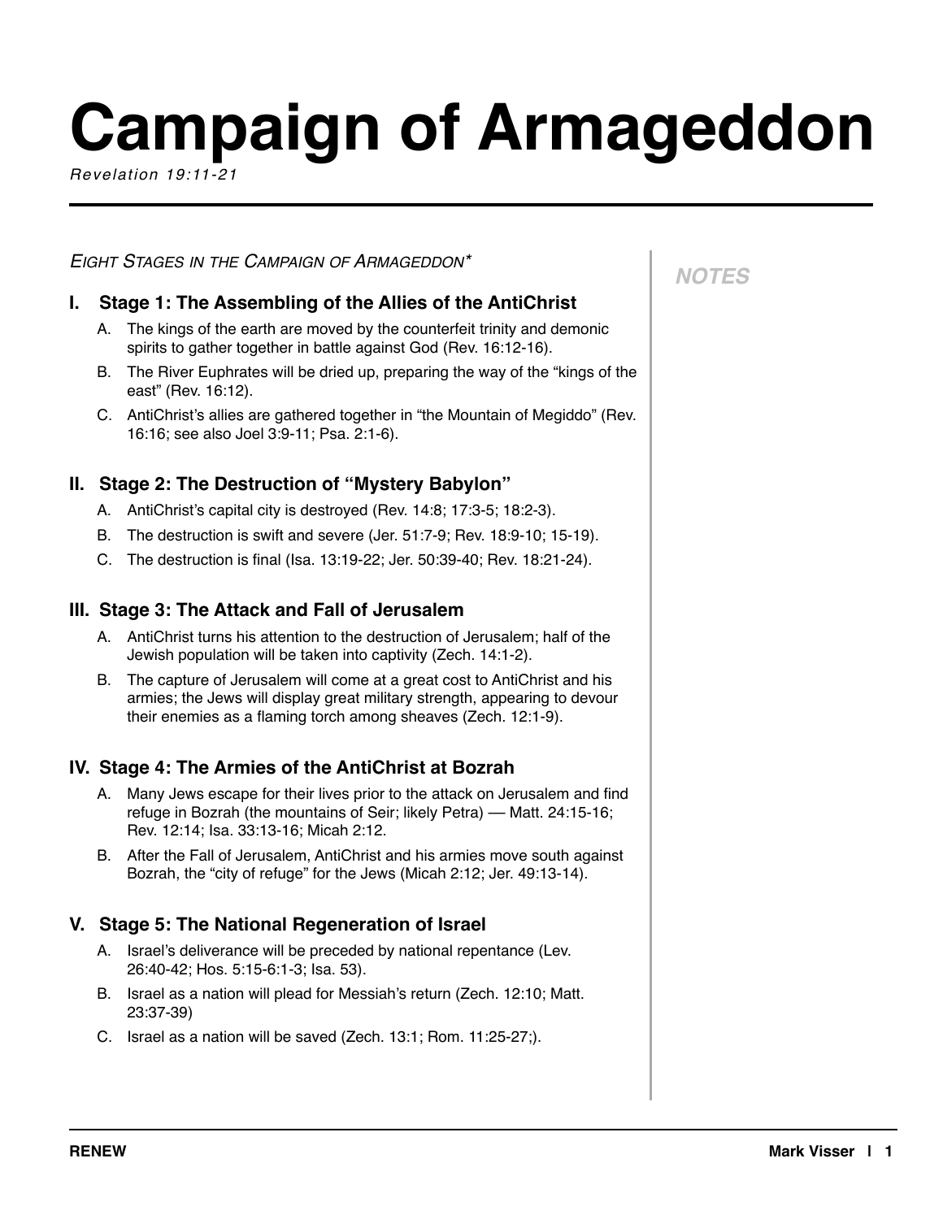# Campaign of Armageddon

*Revelation 19:11-21*

*Eight Stages in the Campaign of Armageddon**

NOTES

## I. Stage 1: The Assembling of the Allies of the AntiChrist

A. The kings of the earth are moved by the counterfeit trinity and demonic spirits to gather together in battle against God (Rev. 16:12-16).

B. The River Euphrates will be dried up, preparing the way of the "kings of the east" (Rev. 16:12).

C. AntiChrist's allies are gathered together in "the Mountain of Megiddo" (Rev. 16:16; see also Joel 3:9-11; Psa. 2:1-6).

## II. Stage 2: The Destruction of "Mystery Babylon"

A. AntiChrist's capital city is destroyed (Rev. 14:8; 17:3-5; 18:2-3).

B. The destruction is swift and severe (Jer. 51:7-9; Rev. 18:9-10; 15-19).

C. The destruction is final (Isa. 13:19-22; Jer. 50:39-40; Rev. 18:21-24).

## III. Stage 3: The Attack and Fall of Jerusalem

A. AntiChrist turns his attention to the destruction of Jerusalem; half of the Jewish population will be taken into captivity (Zech. 14:1-2).

B. The capture of Jerusalem will come at a great cost to AntiChrist and his armies; the Jews will display great military strength, appearing to devour their enemies as a flaming torch among sheaves (Zech. 12:1-9).

## IV. Stage 4: The Armies of the AntiChrist at Bozrah

A. Many Jews escape for their lives prior to the attack on Jerusalem and find refuge in Bozrah (the mountains of Seir; likely Petra) — Matt. 24:15-16; Rev. 12:14; Isa. 33:13-16; Micah 2:12.

B. After the Fall of Jerusalem, AntiChrist and his armies move south against Bozrah, the "city of refuge" for the Jews (Micah 2:12; Jer. 49:13-14).

## V. Stage 5: The National Regeneration of Israel

A. Israel's deliverance will be preceded by national repentance (Lev. 26:40-42; Hos. 5:15-6:1-3; Isa. 53).

B. Israel as a nation will plead for Messiah's return (Zech. 12:10; Matt. 23:37-39)

C. Israel as a nation will be saved (Zech. 13:1; Rom. 11:25-27;).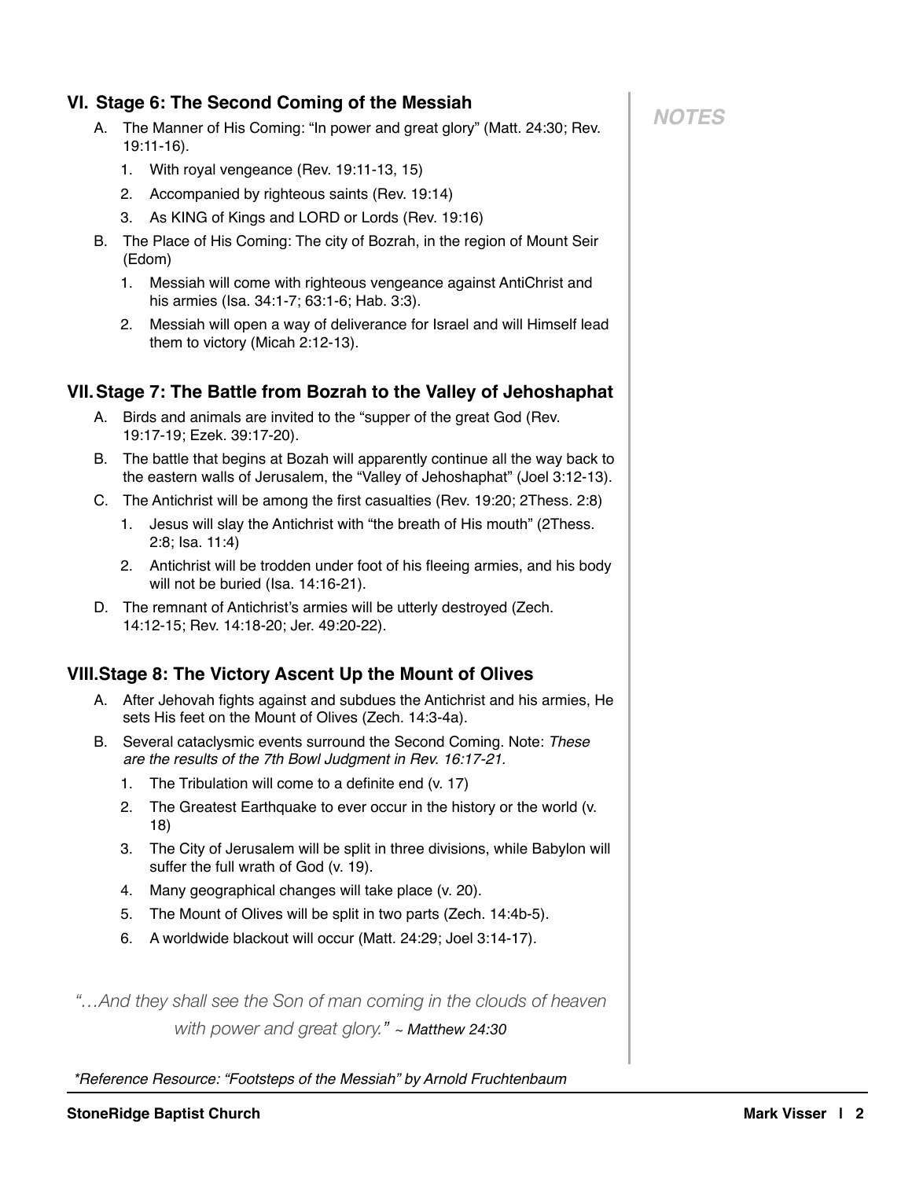## VI. Stage 6: The Second Coming of the Messiah

A. The Manner of His Coming: "In power and great glory" (Matt. 24:30; Rev. 19:11-16).

1. With royal vengeance (Rev. 19:11-13, 15)
2. Accompanied by righteous saints (Rev. 19:14)
3. As KING of Kings and LORD or Lords (Rev. 19:16)

B. The Place of His Coming: The city of Bozrah, in the region of Mount Seir (Edom)

1. Messiah will come with righteous vengeance against AntiChrist and his armies (Isa. 34:1-7; 63:1-6; Hab. 3:3).
2. Messiah will open a way of deliverance for Israel and will Himself lead them to victory (Micah 2:12-13).

## VII. Stage 7: The Battle from Bozrah to the Valley of Jehoshaphat

A. Birds and animals are invited to the "supper of the great God (Rev. 19:17-19; Ezek. 39:17-20).

B. The battle that begins at Bozah will apparently continue all the way back to the eastern walls of Jerusalem, the "Valley of Jehoshaphat" (Joel 3:12-13).

C. The Antichrist will be among the first casualties (Rev. 19:20; 2Thess. 2:8)

1. Jesus will slay the Antichrist with "the breath of His mouth" (2Thess. 2:8; Isa. 11:4)
2. Antichrist will be trodden under foot of his fleeing armies, and his body will not be buried (Isa. 14:16-21).

D. The remnant of Antichrist's armies will be utterly destroyed (Zech. 14:12-15; Rev. 14:18-20; Jer. 49:20-22).

## VIII. Stage 8: The Victory Ascent Up the Mount of Olives

A. After Jehovah fights against and subdues the Antichrist and his armies, He sets His feet on the Mount of Olives (Zech. 14:3-4a).

B. Several cataclysmic events surround the Second Coming. Note: *These are the results of the 7th Bowl Judgment in Rev. 16:17-21.*

1. The Tribulation will come to a definite end (v. 17)
2. The Greatest Earthquake to ever occur in the history or the world (v. 18)
3. The City of Jerusalem will be split in three divisions, while Babylon will suffer the full wrath of God (v. 19).
4. Many geographical changes will take place (v. 20).
5. The Mount of Olives will be split in two parts (Zech. 14:4b-5).
6. A worldwide blackout will occur (Matt. 24:29; Joel 3:14-17).

*"…And they shall see the Son of man coming in the clouds of heaven with power and great glory." ~ Matthew 24:30*

*\*Reference Resource: "Footsteps of the Messiah" by Arnold Fruchtenbaum*

**NOTES**